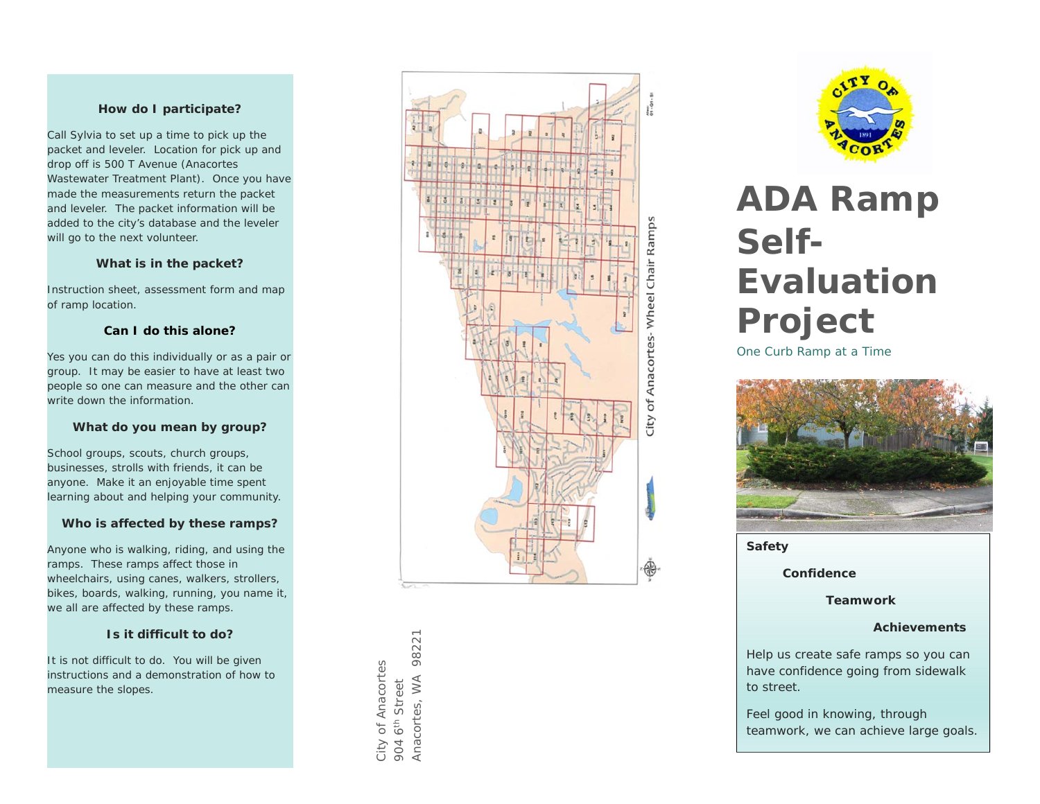## How do I participate?

Call Sylvia to set up a time to pick up the packet and leveler. Location for pick up and drop off is 500 T Avenue (Anacortes Wastewater Treatment Plant). Once you have made the measurements return the packet and leveler. The packet information will be added to the city's database and the leveler will go to the next volunteer.

## What is in the packet?

Instruction sheet, assessment form and map of ramp location.

## Can I do this alone?

Yes you can do this individually or as a pair or group. It may be easier to have at least two people so one can measure and the other can write down the information.

## What do you mean by group?

School groups, scouts, church groups, businesses, strolls with friends, it can be anyone. Make it an enjoyable time spent learning about and helping your community.

## Who is affected by these ramps?

Anyone who is walking, riding, and using the ramps. These ramps affect those in wheelchairs, using canes, walkers, strollers, bikes, boards, walking, running, you name it, we all are affected by these ramps.

## Is it difficult to do?

It is not difficult to do. You will be given instructions and a demonstration of how to measure the slopes.

City of Anacortes- Wheel Chair Ramps

City of Anacortes
904 6th Street
Anacortes, WA 98221

# ADA Ramp Self-Evaluation Project

One Curb Ramp at a Time

**Safety**

**Confidence**

**Teamwork**

**Achievements**

Help us create safe ramps so you can have confidence going from sidewalk to street.

Feel good in knowing, through teamwork, we can achieve large goals.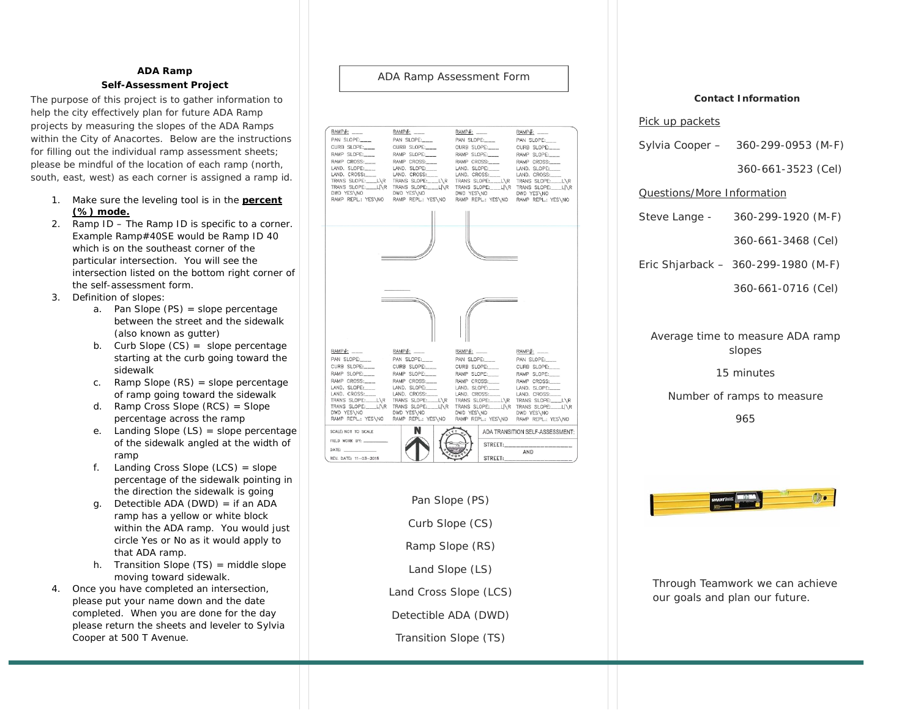**ADA Ramp**

**Self-Assessment Project**

The purpose of this project is to gather information to help the city effectively plan for future ADA Ramp projects by measuring the slopes of the ADA Ramps within the City of Anacortes. Below are the instructions for filling out the individual ramp assessment sheets; please be mindful of the location of each ramp (north, south, east, west) as each corner is assigned a ramp id.

1. Make sure the leveling tool is in the **percent (%) mode.**
2. Ramp ID – The Ramp ID is specific to a corner. Example Ramp#40SE would be Ramp ID 40 which is on the southeast corner of the particular intersection. You will see the intersection listed on the bottom right corner of the self-assessment form.
3. Definition of slopes:
   a. Pan Slope (PS) = slope percentage between the street and the sidewalk (also known as gutter)
   b. Curb Slope (CS) = slope percentage starting at the curb going toward the sidewalk
   c. Ramp Slope (RS) = slope percentage of ramp going toward the sidewalk
   d. Ramp Cross Slope (RCS) = Slope percentage across the ramp
   e. Landing Slope (LS) = slope percentage of the sidewalk angled at the width of ramp
   f. Landing Cross Slope (LCS) = slope percentage of the sidewalk pointing in the direction the sidewalk is going
   g. Detectible ADA (DWD) = if an ADA ramp has a yellow or white block within the ADA ramp. You would just circle Yes or No as it would apply to that ADA ramp.
   h. Transition Slope (TS) = middle slope moving toward sidewalk.
4. Once you have completed an intersection, please put your name down and the date completed. When you are done for the day please return the sheets and leveler to Sylvia Cooper at 500 T Avenue.

ADA Ramp Assessment Form

RAMP#: ___
PAN SLOPE:___
CURB SLOPE:___
RAMP SLOPE:___
RAMP CROSS:___
LAND. SLOPE:___
LAND. CROSS:___
TRANS SLOPE:___L\R
TRANS SLOPE:___L\R
DWD YES\NO
RAMP REPL.: YES\NO

SCALE: NOT TO SCALE
FIELD WORK BY: ________
DATE: ________
REV. DATE: 11-03-2015

N

ADA TRANSITION SELF-ASSESSMENT:
STREET:________________
AND
STREET:________________

Pan Slope (PS)

Curb Slope (CS)

Ramp Slope (RS)

Land Slope (LS)

Land Cross Slope (LCS)

Detectible ADA (DWD)

Transition Slope (TS)

**Contact Information**

Pick up packets

Sylvia Cooper – 360-299-0953 (M-F)
360-661-3523 (Cel)

Questions/More Information

Steve Lange - 360-299-1920 (M-F)
360-661-3468 (Cel)

Eric Shjarback – 360-299-1980 (M-F)
360-661-0716 (Cel)

Average time to measure ADA ramp slopes

15 minutes

Number of ramps to measure

965

Through Teamwork we can achieve our goals and plan our future.